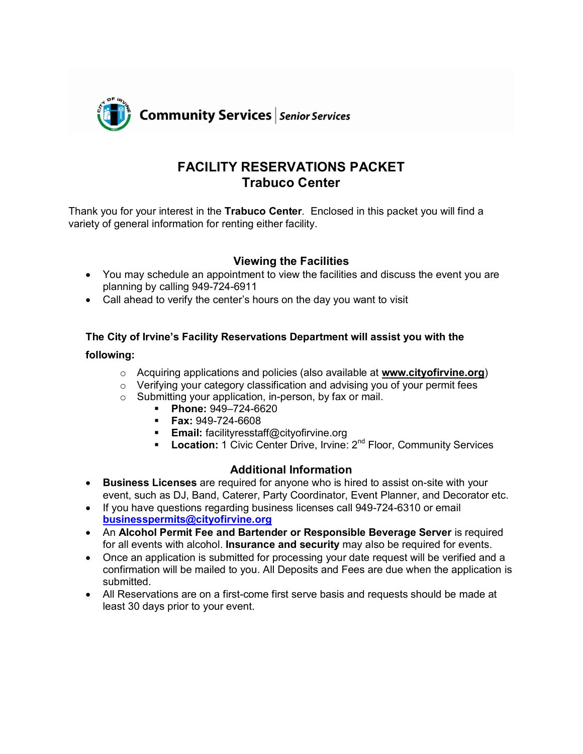Community Services | Senior Services

# FACILITY RESERVATIONS PACKET
## Trabuco Center

Thank you for your interest in the **Trabuco Center**. Enclosed in this packet you will find a variety of general information for renting either facility.

### Viewing the Facilities

- You may schedule an appointment to view the facilities and discuss the event you are planning by calling 949-724-6911
- Call ahead to verify the center's hours on the day you want to visit

**The City of Irvine's Facility Reservations Department will assist you with the following:**

- Acquiring applications and policies (also available at **www.cityofirvine.org**)
- Verifying your category classification and advising you of your permit fees
- Submitting your application, in-person, by fax or mail.
  - **Phone:** 949–724-6620
  - **Fax:** 949-724-6608
  - **Email:** facilityresstaff@cityofirvine.org
  - **Location:** 1 Civic Center Drive, Irvine: 2nd Floor, Community Services

### Additional Information

- **Business Licenses** are required for anyone who is hired to assist on-site with your event, such as DJ, Band, Caterer, Party Coordinator, Event Planner, and Decorator etc.
- If you have questions regarding business licenses call 949-724-6310 or email **businesspermits@cityofirvine.org**
- An **Alcohol Permit Fee and Bartender or Responsible Beverage Server** is required for all events with alcohol. **Insurance and security** may also be required for events.
- Once an application is submitted for processing your date request will be verified and a confirmation will be mailed to you. All Deposits and Fees are due when the application is submitted.
- All Reservations are on a first-come first serve basis and requests should be made at least 30 days prior to your event.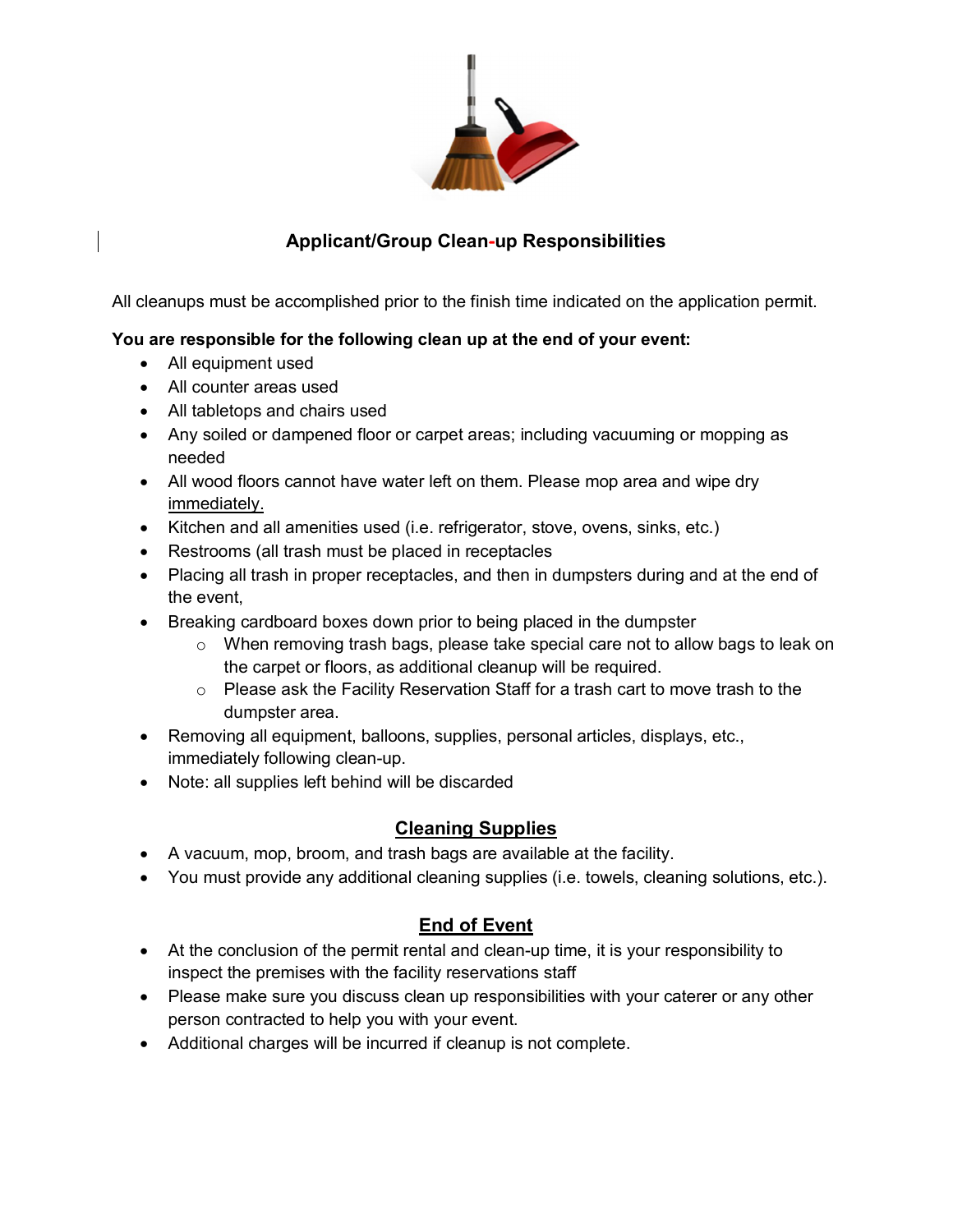## Applicant/Group Clean-up Responsibilities

All cleanups must be accomplished prior to the finish time indicated on the application permit.

**You are responsible for the following clean up at the end of your event:**

- All equipment used
- All counter areas used
- All tabletops and chairs used
- Any soiled or dampened floor or carpet areas; including vacuuming or mopping as needed
- All wood floors cannot have water left on them. Please mop area and wipe dry immediately.
- Kitchen and all amenities used (i.e. refrigerator, stove, ovens, sinks, etc.)
- Restrooms (all trash must be placed in receptacles
- Placing all trash in proper receptacles, and then in dumpsters during and at the end of the event,
- Breaking cardboard boxes down prior to being placed in the dumpster
  - When removing trash bags, please take special care not to allow bags to leak on the carpet or floors, as additional cleanup will be required.
  - Please ask the Facility Reservation Staff for a trash cart to move trash to the dumpster area.
- Removing all equipment, balloons, supplies, personal articles, displays, etc., immediately following clean-up.
- Note: all supplies left behind will be discarded

### Cleaning Supplies

- A vacuum, mop, broom, and trash bags are available at the facility.
- You must provide any additional cleaning supplies (i.e. towels, cleaning solutions, etc.).

### End of Event

- At the conclusion of the permit rental and clean-up time, it is your responsibility to inspect the premises with the facility reservations staff
- Please make sure you discuss clean up responsibilities with your caterer or any other person contracted to help you with your event.
- Additional charges will be incurred if cleanup is not complete.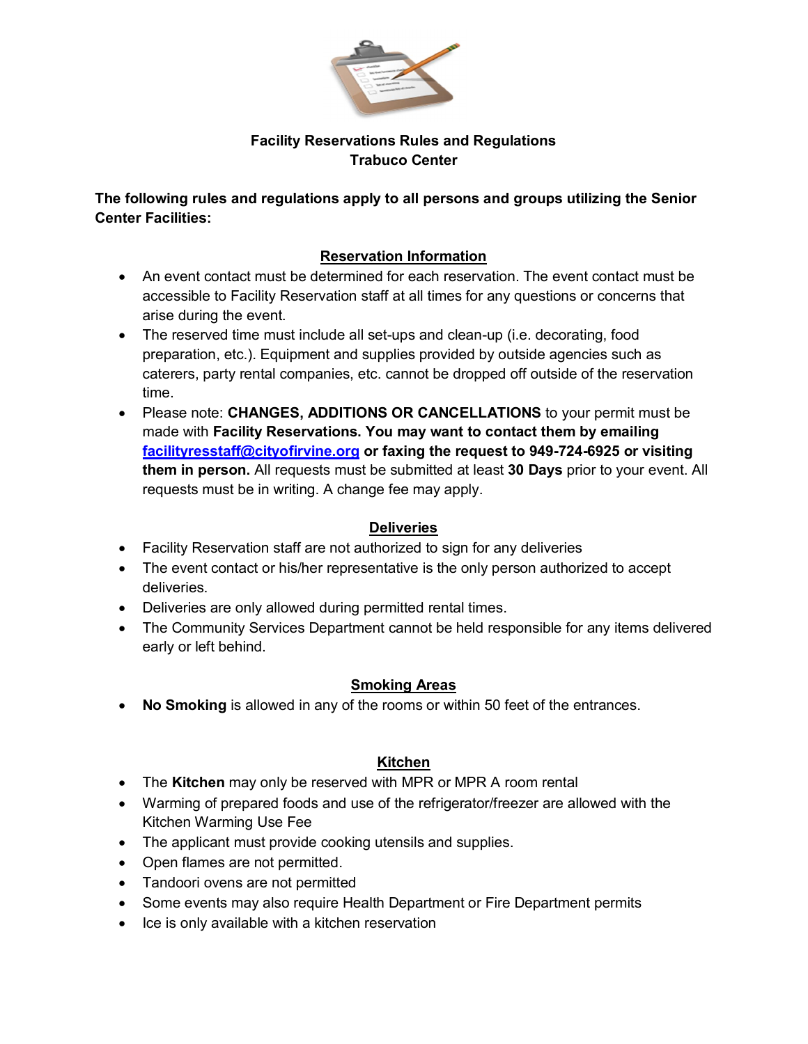**Facility Reservations Rules and Regulations**
**Trabuco Center**

**The following rules and regulations apply to all persons and groups utilizing the Senior Center Facilities:**

## Reservation Information

- An event contact must be determined for each reservation. The event contact must be accessible to Facility Reservation staff at all times for any questions or concerns that arise during the event.
- The reserved time must include all set-ups and clean-up (i.e. decorating, food preparation, etc.). Equipment and supplies provided by outside agencies such as caterers, party rental companies, etc. cannot be dropped off outside of the reservation time.
- Please note: **CHANGES, ADDITIONS OR CANCELLATIONS** to your permit must be made with **Facility Reservations. You may want to contact them by emailing [facilityresstaff@cityofirvine.org](mailto:facilityresstaff@cityofirvine.org) or faxing the request to 949-724-6925 or visiting them in person.** All requests must be submitted at least **30 Days** prior to your event. All requests must be in writing. A change fee may apply.

## Deliveries

- Facility Reservation staff are not authorized to sign for any deliveries
- The event contact or his/her representative is the only person authorized to accept deliveries.
- Deliveries are only allowed during permitted rental times.
- The Community Services Department cannot be held responsible for any items delivered early or left behind.

## Smoking Areas

- **No Smoking** is allowed in any of the rooms or within 50 feet of the entrances.

## Kitchen

- The **Kitchen** may only be reserved with MPR or MPR A room rental
- Warming of prepared foods and use of the refrigerator/freezer are allowed with the Kitchen Warming Use Fee
- The applicant must provide cooking utensils and supplies.
- Open flames are not permitted.
- Tandoori ovens are not permitted
- Some events may also require Health Department or Fire Department permits
- Ice is only available with a kitchen reservation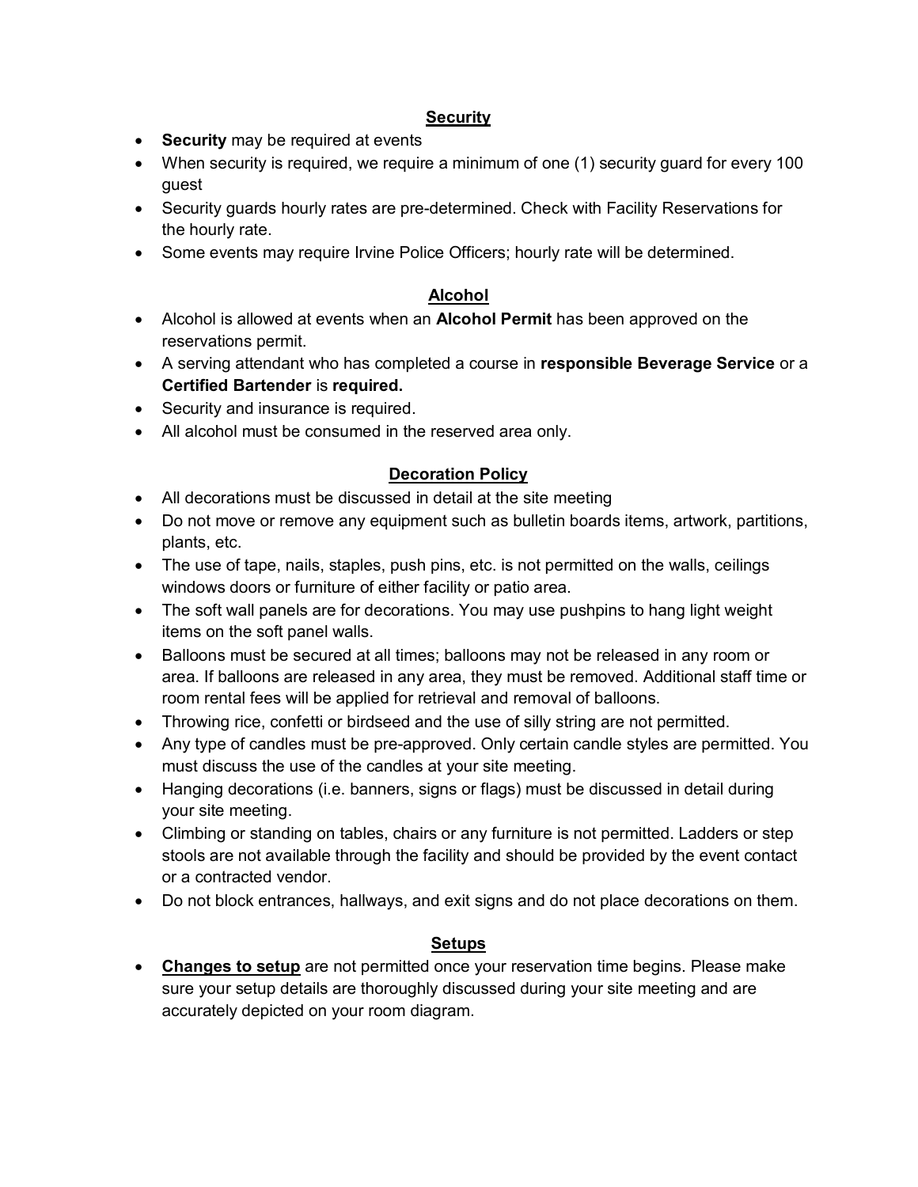## Security

- **Security** may be required at events
- When security is required, we require a minimum of one (1) security guard for every 100 guest
- Security guards hourly rates are pre-determined. Check with Facility Reservations for the hourly rate.
- Some events may require Irvine Police Officers; hourly rate will be determined.

## Alcohol

- Alcohol is allowed at events when an **Alcohol Permit** has been approved on the reservations permit.
- A serving attendant who has completed a course in **responsible Beverage Service** or a **Certified Bartender** is **required.**
- Security and insurance is required.
- All alcohol must be consumed in the reserved area only.

## Decoration Policy

- All decorations must be discussed in detail at the site meeting
- Do not move or remove any equipment such as bulletin boards items, artwork, partitions, plants, etc.
- The use of tape, nails, staples, push pins, etc. is not permitted on the walls, ceilings windows doors or furniture of either facility or patio area.
- The soft wall panels are for decorations. You may use pushpins to hang light weight items on the soft panel walls.
- Balloons must be secured at all times; balloons may not be released in any room or area. If balloons are released in any area, they must be removed. Additional staff time or room rental fees will be applied for retrieval and removal of balloons.
- Throwing rice, confetti or birdseed and the use of silly string are not permitted.
- Any type of candles must be pre-approved. Only certain candle styles are permitted. You must discuss the use of the candles at your site meeting.
- Hanging decorations (i.e. banners, signs or flags) must be discussed in detail during your site meeting.
- Climbing or standing on tables, chairs or any furniture is not permitted. Ladders or step stools are not available through the facility and should be provided by the event contact or a contracted vendor.
- Do not block entrances, hallways, and exit signs and do not place decorations on them.

## Setups

- **Changes to setup** are not permitted once your reservation time begins. Please make sure your setup details are thoroughly discussed during your site meeting and are accurately depicted on your room diagram.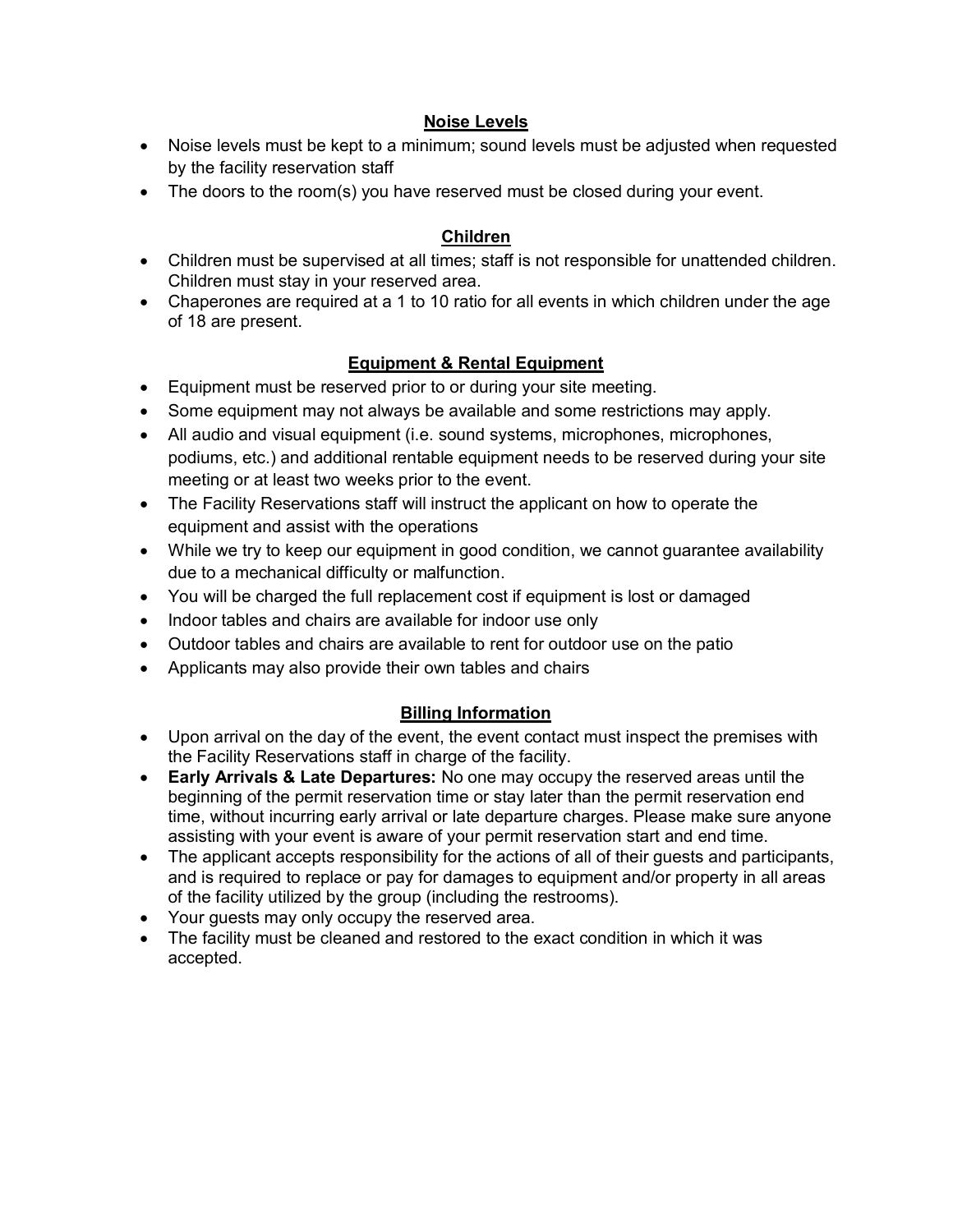## Noise Levels

- Noise levels must be kept to a minimum; sound levels must be adjusted when requested by the facility reservation staff
- The doors to the room(s) you have reserved must be closed during your event.

## Children

- Children must be supervised at all times; staff is not responsible for unattended children. Children must stay in your reserved area.
- Chaperones are required at a 1 to 10 ratio for all events in which children under the age of 18 are present.

## Equipment & Rental Equipment

- Equipment must be reserved prior to or during your site meeting.
- Some equipment may not always be available and some restrictions may apply.
- All audio and visual equipment (i.e. sound systems, microphones, microphones, podiums, etc.) and additional rentable equipment needs to be reserved during your site meeting or at least two weeks prior to the event.
- The Facility Reservations staff will instruct the applicant on how to operate the equipment and assist with the operations
- While we try to keep our equipment in good condition, we cannot guarantee availability due to a mechanical difficulty or malfunction.
- You will be charged the full replacement cost if equipment is lost or damaged
- Indoor tables and chairs are available for indoor use only
- Outdoor tables and chairs are available to rent for outdoor use on the patio
- Applicants may also provide their own tables and chairs

## Billing Information

- Upon arrival on the day of the event, the event contact must inspect the premises with the Facility Reservations staff in charge of the facility.
- **Early Arrivals & Late Departures:** No one may occupy the reserved areas until the beginning of the permit reservation time or stay later than the permit reservation end time, without incurring early arrival or late departure charges. Please make sure anyone assisting with your event is aware of your permit reservation start and end time.
- The applicant accepts responsibility for the actions of all of their guests and participants, and is required to replace or pay for damages to equipment and/or property in all areas of the facility utilized by the group (including the restrooms).
- Your guests may only occupy the reserved area.
- The facility must be cleaned and restored to the exact condition in which it was accepted.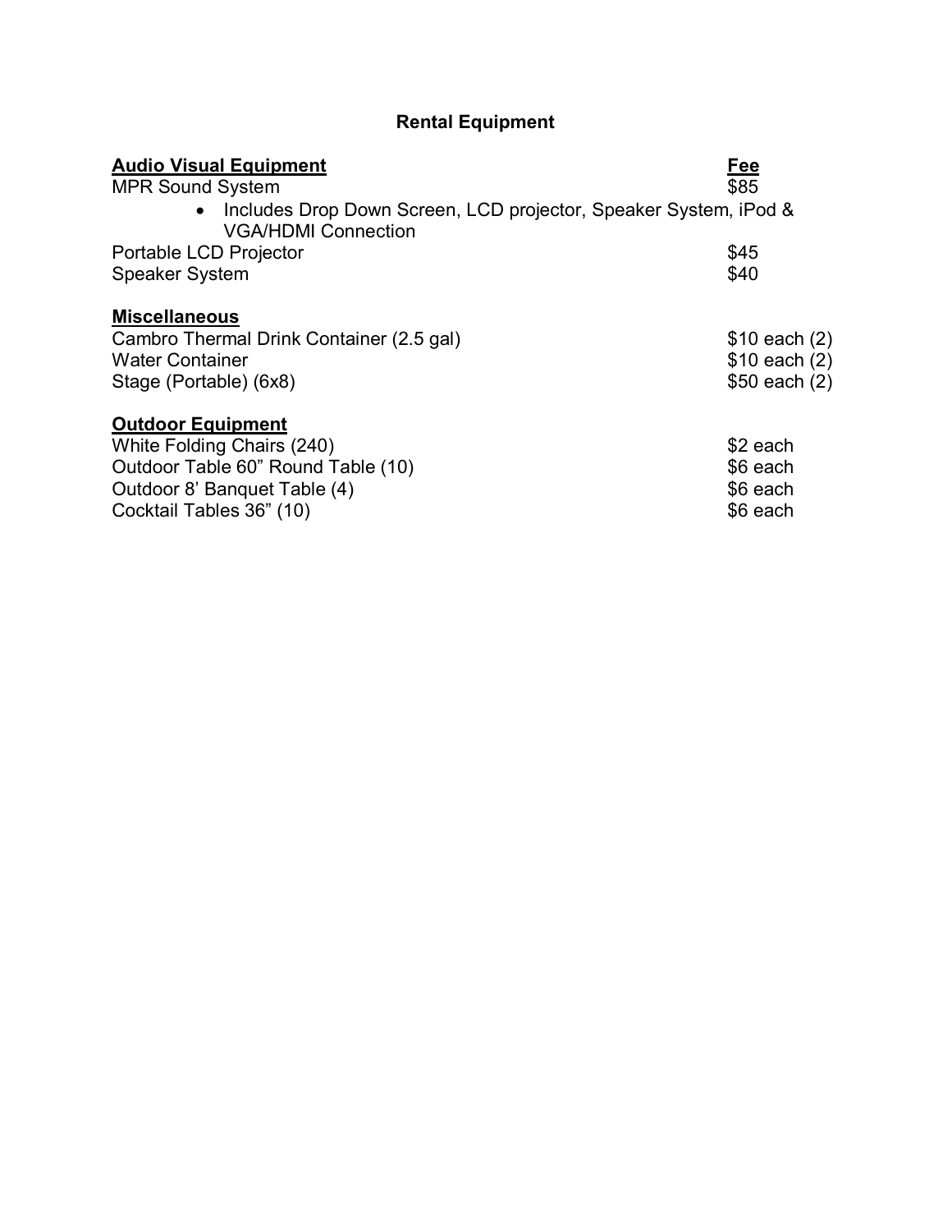# Rental Equipment

| Audio Visual Equipment | Fee |
|---|---|
| MPR Sound System | $85 |
| • Includes Drop Down Screen, LCD projector, Speaker System, iPod & VGA/HDMI Connection | |
| Portable LCD Projector | $45 |
| Speaker System | $40 |
| **Miscellaneous** | |
| Cambro Thermal Drink Container (2.5 gal) | $10 each (2) |
| Water Container | $10 each (2) |
| Stage (Portable) (6x8) | $50 each (2) |
| **Outdoor Equipment** | |
| White Folding Chairs (240) | $2 each |
| Outdoor Table 60" Round Table (10) | $6 each |
| Outdoor 8' Banquet Table (4) | $6 each |
| Cocktail Tables 36" (10) | $6 each |